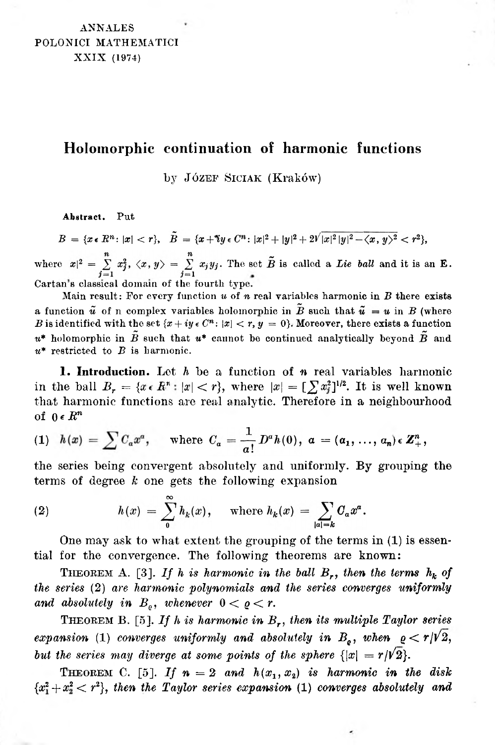ANNALES
POLONICI MATHEMATICI
XXIX (1974)

# Holomorphic continuation of harmonic functions

by Józef Siciak (Kraków)

**Abstract.** Put

$$B = \{x \in R^n: |x| < r\}, \quad \tilde{B} = \{x + iy \in C^n: |x|^2 + |y|^2 + 2\sqrt{|x|^2|y|^2 - \langle x, y\rangle^2} < r^2\},$$

where $x|^2 = \sum_{j=1}^{n} x_j^2$, $\langle x, y\rangle = \sum_{j=1}^{n} x_j y_j$. The set $\tilde{B}$ is called a *Lie ball* and it is an E. Cartan's classical domain of the fourth type.

Main result: For every function $u$ of $n$ real variables harmonic in $B$ there exists a function $\tilde{u}$ of n complex variables holomorphic in $\tilde{B}$ such that $\tilde{u} = u$ in $B$ (where $B$ is identified with the set $\{x + iy \in C^n: |x| < r, y = 0\}$. Moreover, there exists a function $u^*$ holomorphic in $\tilde{B}$ such that $u^*$ cannot be continued analytically beyond $\tilde{B}$ and $u^*$ restricted to $B$ is harmonic.

**1. Introduction.** Let $h$ be a function of $n$ real variables harmonic in the ball $B_r = \{x \in R^n : |x| < r\}$, where $|x| = [\sum x_j^2]^{1/2}$. It is well known that harmonic functions are real analytic. Therefore in a neighbourhood of $0 \in R^n$

$$(1) \quad h(x) = \sum C_a x^a, \quad \text{where } C_a = \frac{1}{a!} D^a h(0), \ a = (a_1, \ldots, a_n) \in Z_+^n,$$

the series being convergent absolutely and uniformly. By grouping the terms of degree $k$ one gets the following expansion

$$(2) \qquad h(x) = \sum_{0}^{\infty} h_k(x), \quad \text{where } h_k(x) = \sum_{|a|=k} C_a x^a.$$

One may ask to what extent the grouping of the terms in (1) is essential for the convergence. The following theorems are known:

THEOREM A. [3]. *If $h$ is harmonic in the ball $B_r$, then the terms $h_k$ of the series* (2) *are harmonic polynomials and the series converges uniformly and absolutely in $B_\varrho$, whenever $0 < \varrho < r$.*

THEOREM B. [5]. *If $h$ is harmonic in $B_r$, then its multiple Taylor series expansion* (1) *converges uniformly and absolutely in $B_\varrho$, when $\varrho < r/\sqrt{2}$, but the series may diverge at some points of the sphere $\{|x| = r/\sqrt{2}\}$.*

THEOREM C. [5]. *If $n = 2$ and $h(x_1, x_2)$ is harmonic in the disk $\{x_1^2 + x_2^2 < r^2\}$, then the Taylor series expansion* (1) *converges absolutely and*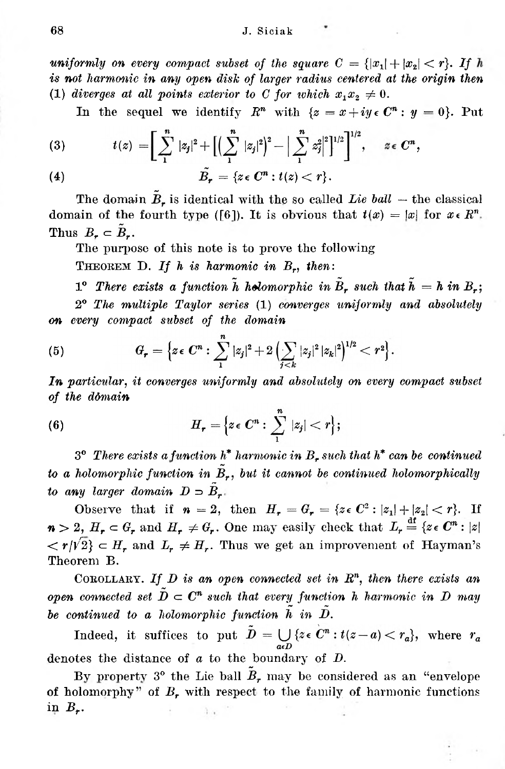*uniformly on every compact subset of the square $C = \{|x_1| + |x_2| < r\}$. If $h$ is not harmonic in any open disk of larger radius centered at the origin then* (1) *diverges at all points exterior to $C$ for which $x_1 x_2 \neq 0$.*

In the sequel we identify $R^n$ with $\{z = x+iy \in C^n : y = 0\}$. Put

$$t(z) = \left[\sum_1^n |z_j|^2 + \left[\left(\sum_1^n |z_j|^2\right)^2 - \left|\sum_1^n z_j^2\right|^2\right]^{1/2}\right]^{1/2}, \quad z \in C^n, \tag{3}$$

$$\tilde{B}_r = \{z \in C^n : t(z) < r\}. \tag{4}$$

The domain $\tilde{B}_r$ is identical with the so called *Lie ball* — the classical domain of the fourth type ([6]). It is obvious that $t(x) = |x|$ for $x \in R^n$. Thus $B_r \subset \tilde{B}_r$.

The purpose of this note is to prove the following

THEOREM D. *If $h$ is harmonic in $B_r$, then:*

1° *There exists a function $\tilde{h}$ holomorphic in $\tilde{B}_r$ such that $\tilde{h} = h$ in $B_r$;*

2° *The multiple Taylor series* (1) *converges uniformly and absolutely on every compact subset of the domain*

$$G_r = \left\{z \in C^n : \sum_1^n |z_j|^2 + 2\left(\sum_{j<k} |z_j|^2 |z_k|^2\right)^{1/2} < r^2\right\}. \tag{5}$$

*In particular, it converges uniformly and absolutely on every compact subset of the domain*

$$H_r = \left\{z \in C^n : \sum_1^n |z_j| < r\right\}; \tag{6}$$

3° *There exists a function $h^*$ harmonic in $B_r$ such that $h^*$ can be continued to a holomorphic function in $\tilde{B}_r$, but it cannot be continued holomorphically to any larger domain $D \supset \tilde{B}_r$.*

Observe that if $n = 2$, then $H_r = G_r = \{z \in C^2 : |z_1| + |z_2| < r\}$. If $n > 2$, $H_r \subset G_r$ and $H_r \neq G_r$. One may easily check that $L_r \overset{\text{df}}{=} \{z \in C^n : |z| < r/\sqrt{2}\} \subset H_r$ and $L_r \neq H_r$. Thus we get an improvement of Hayman's Theorem B.

COROLLARY. *If $D$ is an open connected set in $R^n$, then there exists an open connected set $\tilde{D} \subset C^n$ such that every function $h$ harmonic in $D$ may be continued to a holomorphic function $\tilde{h}$ in $\tilde{D}$.*

Indeed, it suffices to put $\tilde{D} = \bigcup_{a \in D} \{z \in C^n : t(z-a) < r_a\}$, where $r_a$ denotes the distance of $a$ to the boundary of $D$.

By property 3° the Lie ball $\tilde{B}_r$ may be considered as an "envelope of holomorphy" of $B_r$ with respect to the family of harmonic functions in $B_r$.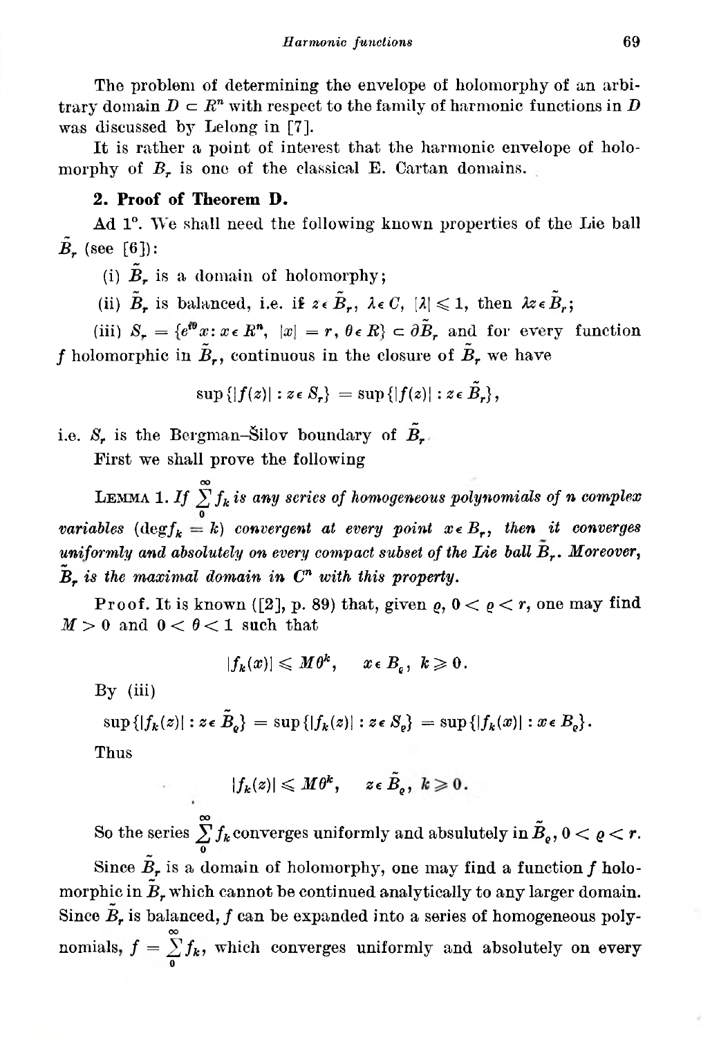The problem of determining the envelope of holomorphy of an arbitrary domain $D \subset R^n$ with respect to the family of harmonic functions in $D$ was discussed by Lelong in [7].

It is rather a point of interest that the harmonic envelope of holomorphy of $B_r$ is one of the classical E. Cartan domains.

**2. Proof of Theorem D.**

Ad 1°. We shall need the following known properties of the Lie ball $\tilde{B}_r$ (see [6]):

(i) $\tilde{B}_r$ is a domain of holomorphy;

(ii) $\tilde{B}_r$ is balanced, i.e. if $z \in \tilde{B}_r$, $\lambda \in C$, $|\lambda| \leqslant 1$, then $\lambda z \in \tilde{B}_r$;

(iii) $S_r = \{e^{i\theta} x : x \in R^n,\ |x| = r,\ \theta \in R\} \subset \partial \tilde{B}_r$ and for every function $f$ holomorphic in $\tilde{B}_r$, continuous in the closure of $\tilde{B}_r$ we have

$$\sup\{|f(z)| : z \in S_r\} = \sup\{|f(z)| : z \in \tilde{B}_r\},$$

i.e. $S_r$ is the Bergman–Šilov boundary of $\tilde{B}_r$.

First we shall prove the following

LEMMA 1. *If $\sum\limits_0^\infty f_k$ is any series of homogeneous polynomials of $n$ complex variables ($\deg f_k = k$) convergent at every point $x \in B_r$, then it converges uniformly and absolutely on every compact subset of the Lie ball $\tilde{B}_r$. Moreover, $\tilde{B}_r$ is the maximal domain in $C^n$ with this property.*

Proof. It is known ([2], p. 89) that, given $\varrho$, $0 < \varrho < r$, one may find $M > 0$ and $0 < \theta < 1$ such that

$$|f_k(x)| \leqslant M\theta^k, \quad x \in B_\varrho,\ k \geqslant 0.$$

By (iii)

$$\sup\{|f_k(z)| : z \in \tilde{B}_\varrho\} = \sup\{|f_k(z)| : z \in S_\varrho\} = \sup\{|f_k(x)| : x \in B_\varrho\}.$$

Thus

$$|f_k(z)| \leqslant M\theta^k, \quad z \in \tilde{B}_\varrho,\ k \geqslant 0.$$

So the series $\sum\limits_0^\infty f_k$ converges uniformly and absulutely in $\tilde{B}_\varrho$, $0 < \varrho < r$.

Since $\tilde{B}_r$ is a domain of holomorphy, one may find a function $f$ holomorphic in $\tilde{B}_r$ which cannot be continued analytically to any larger domain. Since $\tilde{B}_r$ is balanced, $f$ can be expanded into a series of homogeneous polynomials, $f = \sum\limits_0^\infty f_k$, which converges uniformly and absolutely on every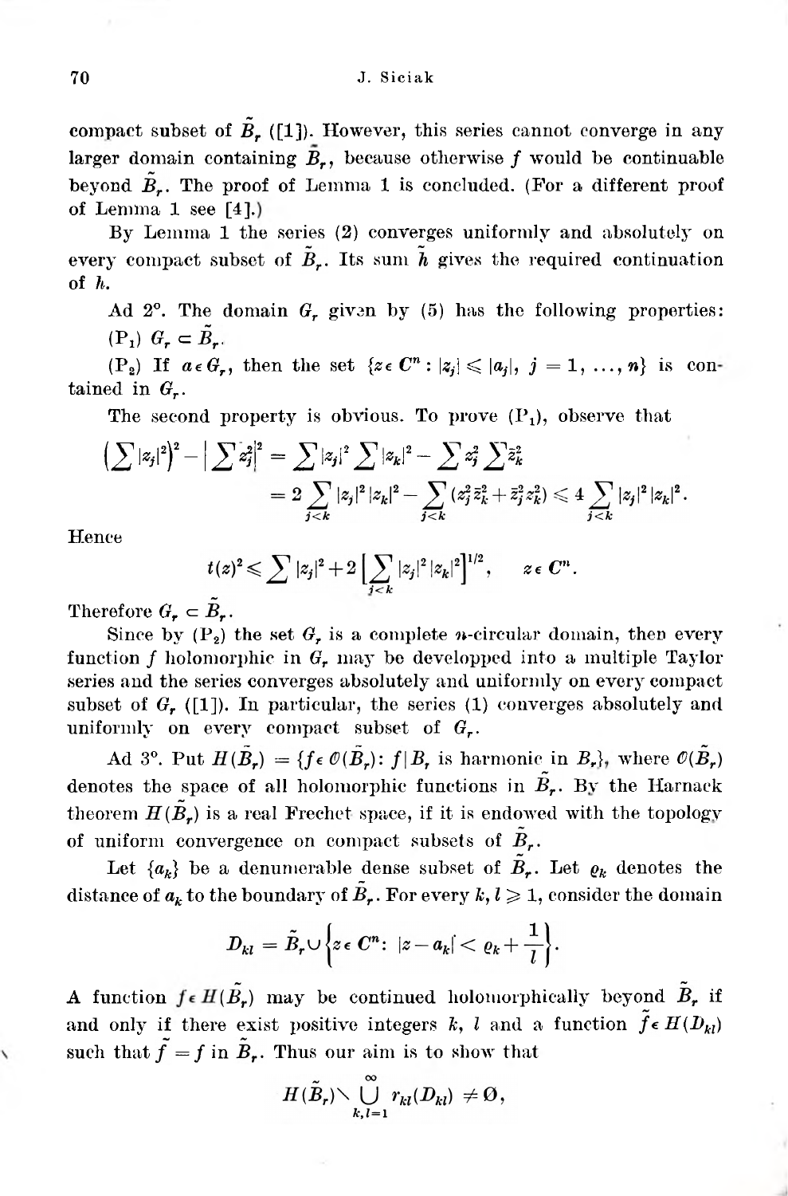compact subset of $\tilde{B}_r$ ([1]). However, this series cannot converge in any larger domain containing $\tilde{B}_r$, because otherwise $f$ would be continuable beyond $\tilde{B}_r$. The proof of Lemma 1 is concluded. (For a different proof of Lemma 1 see [4].)

By Lemma 1 the series (2) converges uniformly and absolutely on every compact subset of $\tilde{B}_r$. Its sum $\tilde{h}$ gives the required continuation of $h$.

Ad 2°. The domain $G_r$ given by (5) has the following properties:
($P_1$) $G_r \subset \tilde{B}_r$.

($P_2$) If $a \in G_r$, then the set $\{z \in C^n : |z_j| \leqslant |a_j|,\ j = 1, \ldots, n\}$ is contained in $G_r$.

The second property is obvious. To prove ($P_1$), observe that

$$\left(\sum |z_j|^2\right)^2 - \left|\sum z_j^2\right|^2 = \sum |z_j|^2 \sum |z_k|^2 - \sum z_j^2 \sum \bar{z}_k^2$$
$$= 2\sum_{j<k} |z_j|^2 |z_k|^2 - \sum_{j<k} (z_j^2 \bar{z}_k^2 + \bar{z}_j^2 z_k^2) \leqslant 4 \sum_{j<k} |z_j|^2 |z_k|^2.$$

Hence

$$t(z)^2 \leqslant \sum |z_j|^2 + 2\left[\sum_{j<k} |z_j|^2 |z_k|^2\right]^{1/2}, \qquad z \in C^n.$$

Therefore $G_r \subset \tilde{B}_r$.

Since by ($P_2$) the set $G_r$ is a complete $n$-circular domain, then every function $f$ holomorphic in $G_r$ may be developped into a multiple Taylor series and the series converges absolutely and uniformly on every compact subset of $G_r$ ([1]). In particular, the series (1) converges absolutely and uniformly on every compact subset of $G_r$.

Ad 3°. Put $H(\tilde{B}_r) = \{f \in \mathcal{O}(\tilde{B}_r) : f|B_r \text{ is harmonic in } B_r\}$, where $\mathcal{O}(\tilde{B}_r)$ denotes the space of all holomorphic functions in $\tilde{B}_r$. By the Harnack theorem $H(\tilde{B}_r)$ is a real Frechet space, if it is endowed with the topology of uniform convergence on compact subsets of $\tilde{B}_r$.

Let $\{a_k\}$ be a denumerable dense subset of $\tilde{B}_r$. Let $\varrho_k$ denotes the distance of $a_k$ to the boundary of $\tilde{B}_r$. For every $k, l \geqslant 1$, consider the domain

$$D_{kl} = \tilde{B}_r \cup \left\{z \in C^n : |z - a_k| < \varrho_k + \frac{1}{l}\right\}.$$

A function $f \in H(\tilde{B}_r)$ may be continued holomorphically beyond $\tilde{B}_r$ if and only if there exist positive integers $k$, $l$ and a function $\tilde{f} \in H(D_{kl})$ such that $\tilde{f} = f$ in $\tilde{B}_r$. Thus our aim is to show that

$$H(\tilde{B}_r) \setminus \bigcup_{k,l=1}^{\infty} r_{kl}(D_{kl}) \neq \emptyset,$$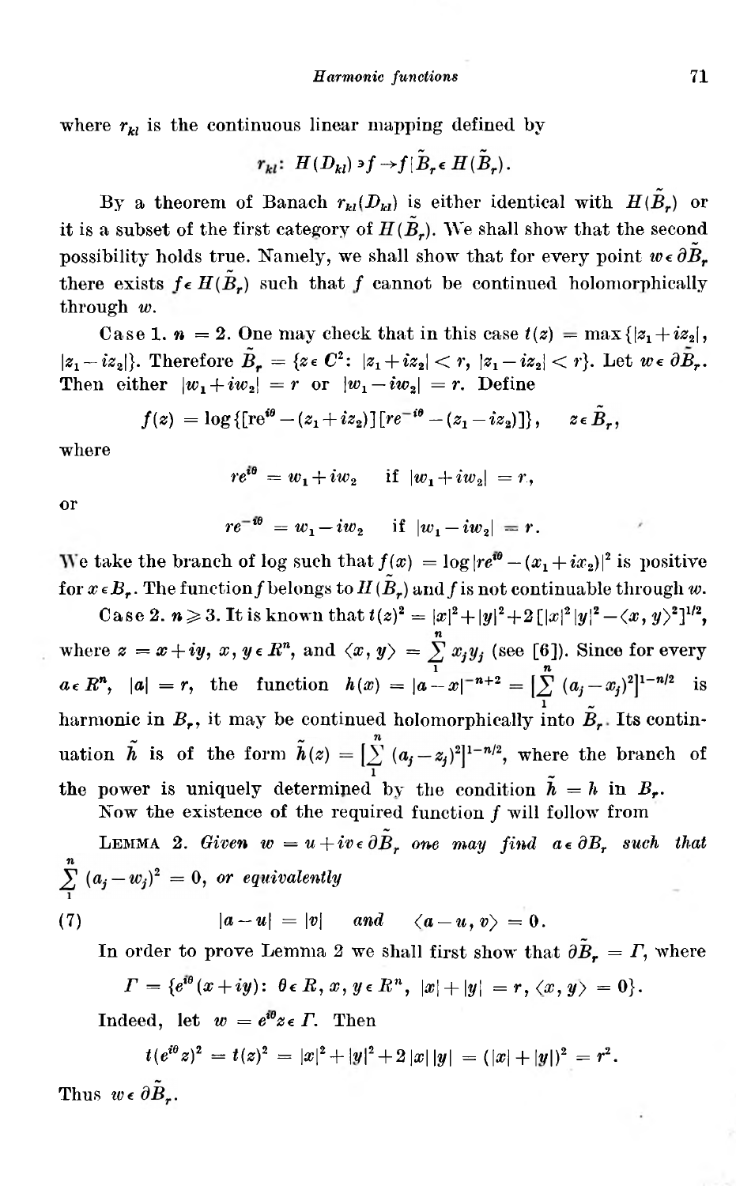where $r_{kl}$ is the continuous linear mapping defined by

$$r_{kl}\colon\ H(D_{kl}) \ni f \to f|\tilde{B}_r \in H(\tilde{B}_r).$$

By a theorem of Banach $r_{kl}(D_{kl})$ is either identical with $H(\tilde{B}_r)$ or it is a subset of the first category of $H(\tilde{B}_r)$. We shall show that the second possibility holds true. Namely, we shall show that for every point $w \in \partial\tilde{B}_r$ there exists $f \in H(\tilde{B}_r)$ such that $f$ cannot be continued holomorphically through $w$.

Case 1. $n = 2$. One may check that in this case $t(z) = \max\{|z_1+iz_2|, |z_1-iz_2|\}$. Therefore $\tilde{B}_r = \{z \in C^2\colon\ |z_1+iz_2| < r,\ |z_1-iz_2| < r\}$. Let $w \in \partial\tilde{B}_r$. Then either $|w_1+iw_2| = r$ or $|w_1-iw_2| = r$. Define

$$f(z) = \log\{[re^{i\theta}-(z_1+iz_2)][re^{-i\theta}-(z_1-iz_2)]\}, \qquad z \in \tilde{B}_r,$$

where

$$re^{i\theta} = w_1+iw_2 \quad \text{ if } |w_1+iw_2| = r,$$

or

$$re^{-i\theta} = w_1-iw_2 \quad \text{ if } |w_1-iw_2| = r.$$

We take the branch of log such that $f(x) = \log|re^{i\theta}-(x_1+ix_2)|^2$ is positive for $x \in B_r$. The function $f$ belongs to $H(\tilde{B}_r)$ and $f$ is not continuable through $w$.

Case 2. $n \geq 3$. It is known that $t(z)^2 = |x|^2+|y|^2+2[|x|^2|y|^2-\langle x, y\rangle^2]^{1/2}$, where $z = x+iy$, $x, y \in R^n$, and $\langle x, y\rangle = \sum_1^n x_jy_j$ (see [6]). Since for every $a \in R^n$, $|a| = r$, the function $h(x) = |a-x|^{-n+2} = \left[\sum_1^n (a_j-x_j)^2\right]^{1-n/2}$ is harmonic in $B_r$, it may be continued holomorphically into $\tilde{B}_r$. Its continuation $\tilde{h}$ is of the form $\tilde{h}(z) = \left[\sum_1^n (a_j-z_j)^2\right]^{1-n/2}$, where the branch of the power is uniquely determined by the condition $\tilde{h} = h$ in $B_r$.

Now the existence of the required function $f$ will follow from

LEMMA 2. *Given $w = u+iv \in \partial\tilde{B}_r$ one may find $a \in \partial B_r$ such that $\sum_1^n (a_j-w_j)^2 = 0$, or equivalently*

$$|a-u| = |v| \quad \text{and} \quad \langle a-u, v\rangle = 0. \tag{7}$$

In order to prove Lemma 2 we shall first show that $\partial\tilde{B}_r = \Gamma$, where

$$\Gamma = \{e^{i\theta}(x+iy)\colon\ \theta \in R,\ x, y \in R^n,\ |x|+|y| = r,\ \langle x, y\rangle = 0\}.$$

Indeed, let $w = e^{i\theta}z \in \Gamma$. Then

$$t(e^{i\theta}z)^2 = t(z)^2 = |x|^2+|y|^2+2|x||y| = (|x|+|y|)^2 = r^2.$$

Thus $w \in \partial\tilde{B}_r$.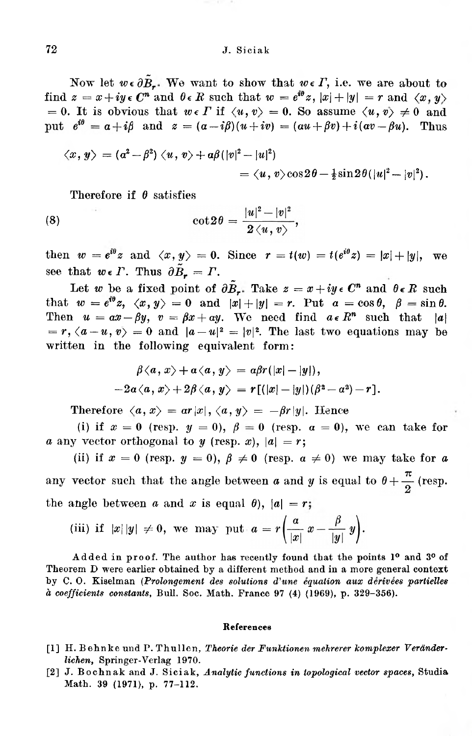Now let $w \in \partial \tilde{B}_r$. We want to show that $w \in \Gamma$, i.e. we are about to find $z = x + iy \in C^n$ and $\theta \in R$ such that $w = e^{i\theta} z$, $|x| + |y| = r$ and $\langle x, y \rangle = 0$. It is obvious that $w \in \Gamma$ if $\langle u, v \rangle = 0$. So assume $\langle u, v \rangle \neq 0$ and put $e^{i\theta} = a + i\beta$ and $z = (a - i\beta)(u + iv) = (au + \beta v) + i(av - \beta u)$. Thus

$$\langle x, y \rangle = (a^2 - \beta^2)\langle u, v \rangle + a\beta(|v|^2 - |u|^2)$$
$$= \langle u, v \rangle \cos 2\theta - \tfrac{1}{2}\sin 2\theta (|u|^2 - |v|^2).$$

Therefore if $\theta$ satisfies

$$\cot 2\theta = \frac{|u|^2 - |v|^2}{2\langle u, v \rangle}, \tag{8}$$

then $w = e^{i\theta} z$ and $\langle x, y \rangle = 0$. Since $r = t(w) = t(e^{i\theta} z) = |x| + |y|$, we see that $w \in \Gamma$. Thus $\partial \tilde{B}_r = \Gamma$.

Let $w$ be a fixed point of $\partial \tilde{B}_r$. Take $z = x + iy \in C^n$ and $\theta \in R$ such that $w = e^{i\theta} z$, $\langle x, y \rangle = 0$ and $|x| + |y| = r$. Put $a = \cos\theta$, $\beta = \sin\theta$. Then $u = ax - \beta y$, $v = \beta x + ay$. We need find $a \in R^n$ such that $|a| = r$, $\langle a - u, v \rangle = 0$ and $|a - u|^2 = |v|^2$. The last two equations may be written in the following equivalent form:

$$\beta\langle a, x \rangle + a\langle a, y \rangle = a\beta r(|x| - |y|),$$
$$-2a\langle a, x \rangle + 2\beta\langle a, y \rangle = r[(|x| - |y|)(\beta^2 - a^2) - r].$$

Therefore $\langle a, x \rangle = ar|x|$, $\langle a, y \rangle = -\beta r|y|$. Hence

(i) if $x = 0$ (resp. $y = 0$), $\beta = 0$ (resp. $a = 0$), we can take for $a$ any vector orthogonal to $y$ (resp. $x$), $|a| = r$;

(ii) if $x = 0$ (resp. $y = 0$), $\beta \neq 0$ (resp. $a \neq 0$) we may take for $a$ any vector such that the angle between $a$ and $y$ is equal to $\theta + \frac{\pi}{2}$ (resp. the angle between $a$ and $x$ is equal $\theta$), $|a| = r$;

(iii) if $|x||y| \neq 0$, we may put $a = r\left(\frac{a}{|x|}x - \frac{\beta}{|y|}y\right)$.

**Added in proof.** The author has recently found that the points 1° and 3° of Theorem D were earlier obtained by a different method and in a more general context by C. O. Kiselman (*Prolongement des solutions d'une équation aux dérivées partielles à coefficients constants*, Bull. Soc. Math. France 97 (4) (1969), p. 329–356).

## References

[1] H. Behnke und P. Thullen, *Theorie der Funktionen mehrerer komplexer Veränderlichen*, Springer-Verlag 1970.

[2] J. Bochnak and J. Siciak, *Analytic functions in topological vector spaces*, Studia Math. 39 (1971), p. 77–112.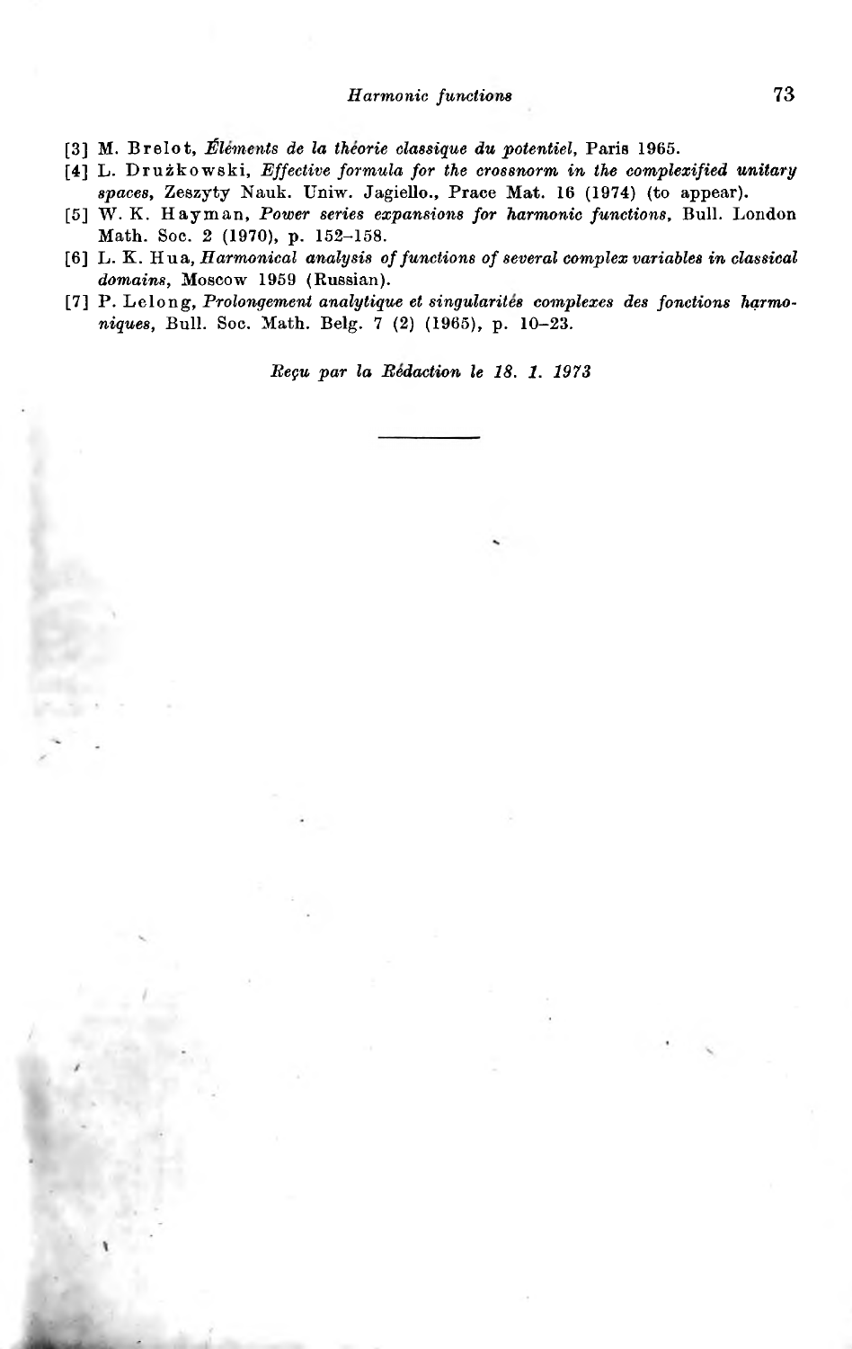[3] M. Brelot, *Éléments de la théorie classique du potentiel*, Paris 1965.

[4] L. Drużkowski, *Effective formula for the crossnorm in the complexified unitary spaces*, Zeszyty Nauk. Uniw. Jagiello., Prace Mat. 16 (1974) (to appear).

[5] W. K. Hayman, *Power series expansions for harmonic functions*, Bull. London Math. Soc. 2 (1970), p. 152–158.

[6] L. K. Hua, *Harmonical analysis of functions of several complex variables in classical domains*, Moscow 1959 (Russian).

[7] P. Lelong, *Prolongement analytique et singularités complexes des fonctions harmoniques*, Bull. Soc. Math. Belg. 7 (2) (1965), p. 10–23.

*Reçu par la Rédaction le 18. 1. 1973*